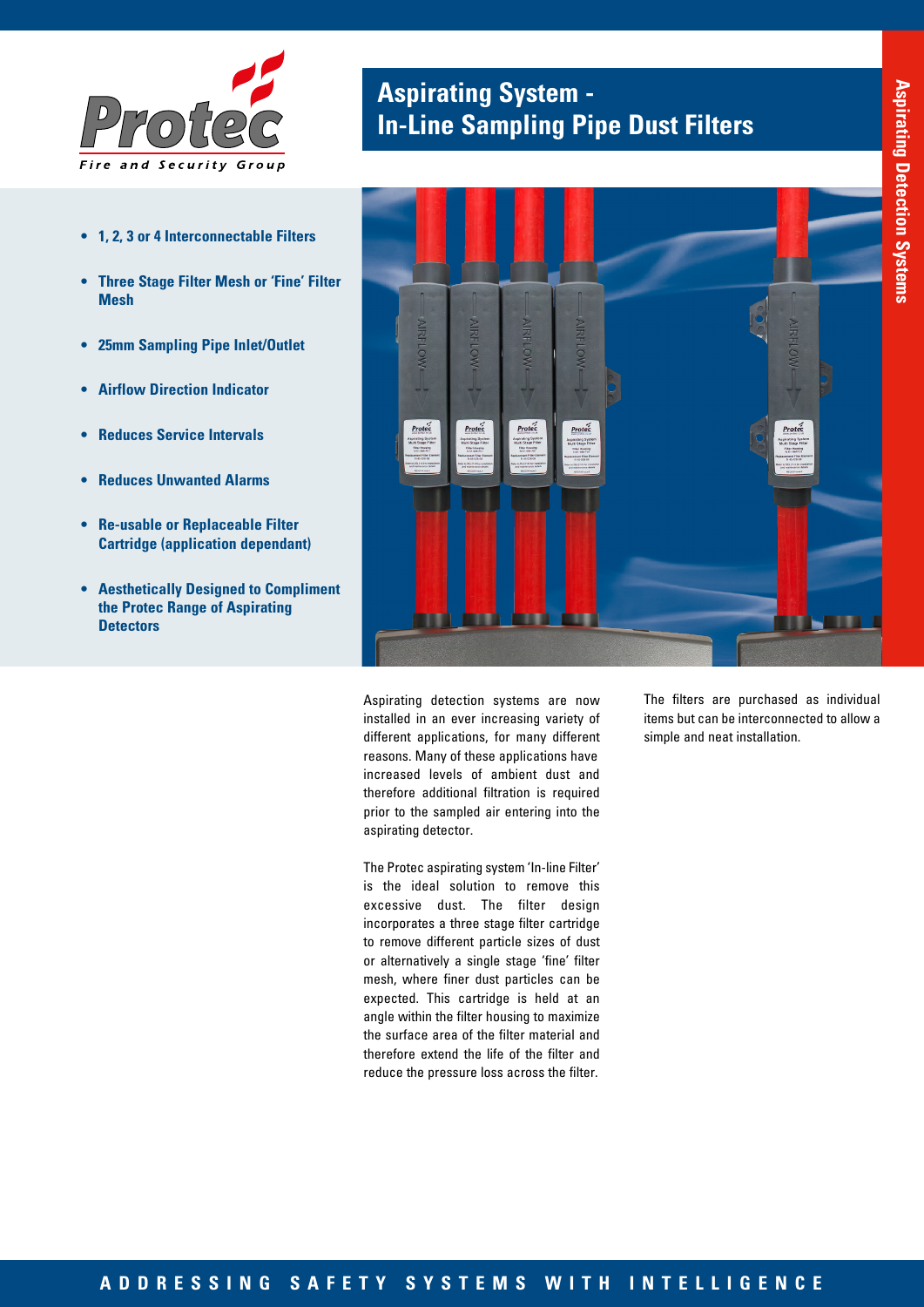# Aspirating System - In-Line Sampling Pipe Dust Filters

- **1, 2, 3 or 4 Interconnectable Filters**
- **Three Stage Filter Mesh or 'Fine' Filter Mesh**
- **25mm Sampling Pipe Inlet/Outlet**
- **Airflow Direction Indicator**
- **Reduces Service Intervals**
- **Reduces Unwanted Alarms**
- **Re-usable or Replaceable Filter Cartridge (application dependant)**
- **Aesthetically Designed to Compliment the Protec Range of Aspirating Detectors**

Aspirating detection systems are now installed in an ever increasing variety of different applications, for many different reasons. Many of these applications have increased levels of ambient dust and therefore additional filtration is required prior to the sampled air entering into the aspirating detector.

The Protec aspirating system 'In-line Filter' is the ideal solution to remove this excessive dust. The filter design incorporates a three stage filter cartridge to remove different particle sizes of dust or alternatively a single stage 'fine' filter mesh, where finer dust particles can be expected. This cartridge is held at an angle within the filter housing to maximize the surface area of the filter material and therefore extend the life of the filter and reduce the pressure loss across the filter.

The filters are purchased as individual items but can be interconnected to allow a simple and neat installation.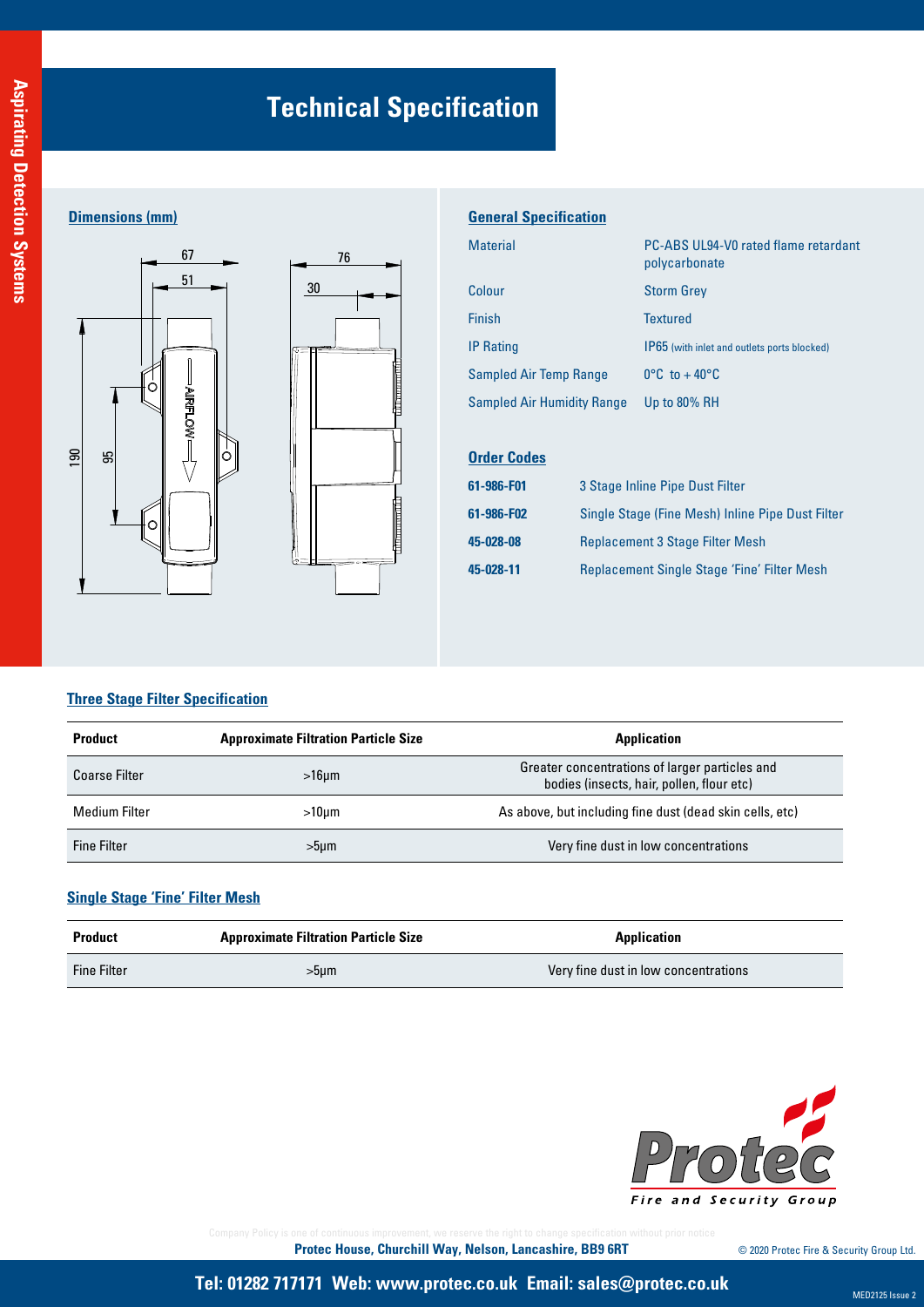# Technical Specification

## Dimensions (mm)

67
51
76
30
190
95
AIRFLOW

## General Specification

| | |
|---|---|
| Material | PC-ABS UL94-V0 rated flame retardant polycarbonate |
| Colour | Storm Grey |
| Finish | Textured |
| IP Rating | IP65 (with inlet and outlets ports blocked) |
| Sampled Air Temp Range | 0°C to + 40°C |
| Sampled Air Humidity Range | Up to 80% RH |

## Order Codes

| | |
|---|---|
| **61-986-F01** | 3 Stage Inline Pipe Dust Filter |
| **61-986-F02** | Single Stage (Fine Mesh) Inline Pipe Dust Filter |
| **45-028-08** | Replacement 3 Stage Filter Mesh |
| **45-028-11** | Replacement Single Stage 'Fine' Filter Mesh |

## Three Stage Filter Specification

| Product | Approximate Filtration Particle Size | Application |
|---|---|---|
| Coarse Filter | >16µm | Greater concentrations of larger particles and bodies (insects, hair, pollen, flour etc) |
| Medium Filter | >10µm | As above, but including fine dust (dead skin cells, etc) |
| Fine Filter | >5µm | Very fine dust in low concentrations |

## Single Stage 'Fine' Filter Mesh

| Product | Approximate Filtration Particle Size | Application |
|---|---|---|
| Fine Filter | >5µm | Very fine dust in low concentrations |

Protec
Fire and Security Group

Company Policy is one of continuous improvement, we reserve the right to change specification without prior notice

**Protec House, Churchill Way, Nelson, Lancashire, BB9 6RT**

© 2020 Protec Fire & Security Group Ltd.

**Tel: 01282 717171 Web: www.protec.co.uk Email: sales@protec.co.uk**

MED2125 Issue 2